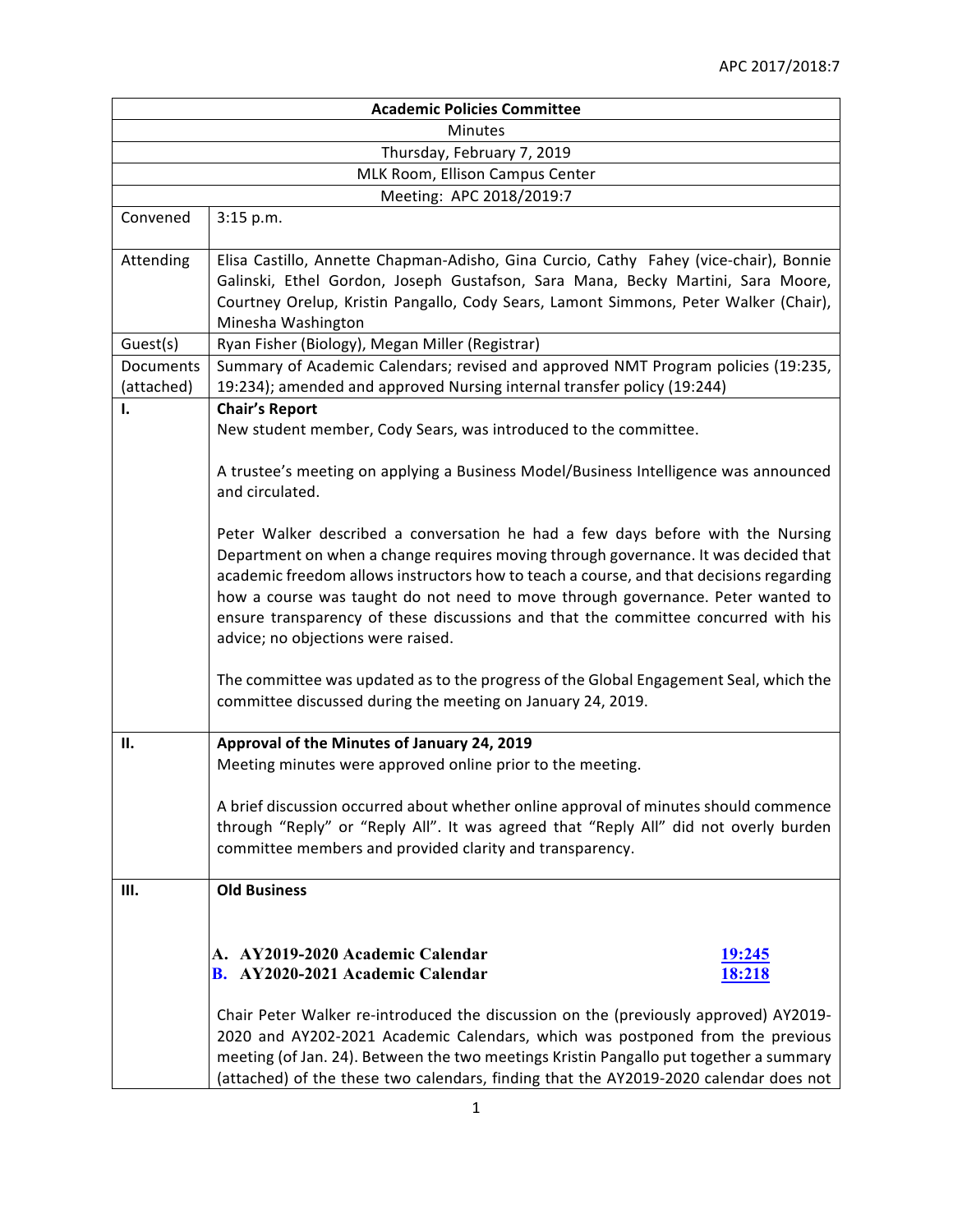| Academic Policies Committee | |
|---|---|
| Minutes | |
| Thursday, February 7, 2019 | |
| MLK Room, Ellison Campus Center | |
| Meeting: APC 2018/2019:7 | |
| Convened | 3:15 p.m. |
| Attending | Elisa Castillo, Annette Chapman-Adisho, Gina Curcio, Cathy Fahey (vice-chair), Bonnie Galinski, Ethel Gordon, Joseph Gustafson, Sara Mana, Becky Martini, Sara Moore, Courtney Orelup, Kristin Pangallo, Cody Sears, Lamont Simmons, Peter Walker (Chair), Minesha Washington |
| Guest(s) | Ryan Fisher (Biology), Megan Miller (Registrar) |
| Documents (attached) | Summary of Academic Calendars; revised and approved NMT Program policies (19:235, 19:234); amended and approved Nursing internal transfer policy (19:244) |

## I. Chair's Report

New student member, Cody Sears, was introduced to the committee.

A trustee's meeting on applying a Business Model/Business Intelligence was announced and circulated.

Peter Walker described a conversation he had a few days before with the Nursing Department on when a change requires moving through governance. It was decided that academic freedom allows instructors how to teach a course, and that decisions regarding how a course was taught do not need to move through governance. Peter wanted to ensure transparency of these discussions and that the committee concurred with his advice; no objections were raised.

The committee was updated as to the progress of the Global Engagement Seal, which the committee discussed during the meeting on January 24, 2019.

## II. Approval of the Minutes of January 24, 2019

Meeting minutes were approved online prior to the meeting.

A brief discussion occurred about whether online approval of minutes should commence through "Reply" or "Reply All". It was agreed that "Reply All" did not overly burden committee members and provided clarity and transparency.

## III. Old Business

**A. AY2019-2020 Academic Calendar** — **19:245**

**B. AY2020-2021 Academic Calendar** — **18:218**

Chair Peter Walker re-introduced the discussion on the (previously approved) AY2019-2020 and AY202-2021 Academic Calendars, which was postponed from the previous meeting (of Jan. 24). Between the two meetings Kristin Pangallo put together a summary (attached) of the these two calendars, finding that the AY2019-2020 calendar does not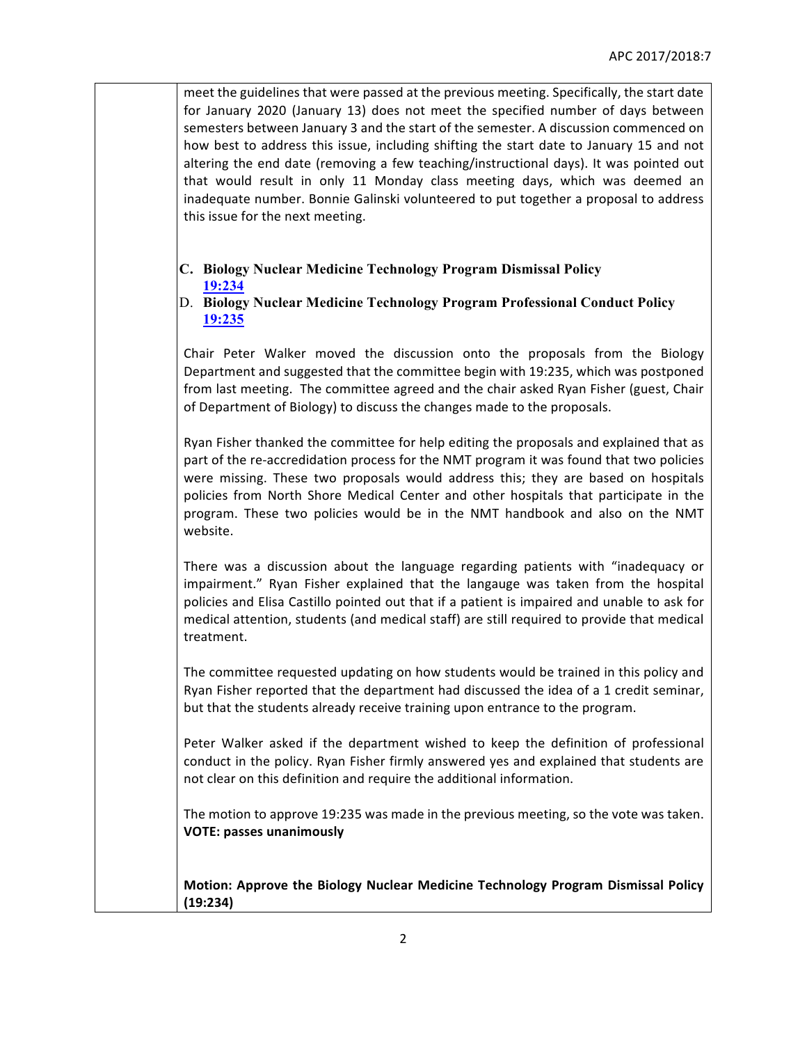meet the guidelines that were passed at the previous meeting. Specifically, the start date for January 2020 (January 13) does not meet the specified number of days between semesters between January 3 and the start of the semester. A discussion commenced on how best to address this issue, including shifting the start date to January 15 and not altering the end date (removing a few teaching/instructional days). It was pointed out that would result in only 11 Monday class meeting days, which was deemed an inadequate number. Bonnie Galinski volunteered to put together a proposal to address this issue for the next meeting.

**C. Biology Nuclear Medicine Technology Program Dismissal Policy [19:234]**

**D. Biology Nuclear Medicine Technology Program Professional Conduct Policy [19:235]**

Chair Peter Walker moved the discussion onto the proposals from the Biology Department and suggested that the committee begin with 19:235, which was postponed from last meeting. The committee agreed and the chair asked Ryan Fisher (guest, Chair of Department of Biology) to discuss the changes made to the proposals.

Ryan Fisher thanked the committee for help editing the proposals and explained that as part of the re-accredidation process for the NMT program it was found that two policies were missing. These two proposals would address this; they are based on hospitals policies from North Shore Medical Center and other hospitals that participate in the program. These two policies would be in the NMT handbook and also on the NMT website.

There was a discussion about the language regarding patients with "inadequacy or impairment." Ryan Fisher explained that the langauge was taken from the hospital policies and Elisa Castillo pointed out that if a patient is impaired and unable to ask for medical attention, students (and medical staff) are still required to provide that medical treatment.

The committee requested updating on how students would be trained in this policy and Ryan Fisher reported that the department had discussed the idea of a 1 credit seminar, but that the students already receive training upon entrance to the program.

Peter Walker asked if the department wished to keep the definition of professional conduct in the policy. Ryan Fisher firmly answered yes and explained that students are not clear on this definition and require the additional information.

The motion to approve 19:235 was made in the previous meeting, so the vote was taken.
**VOTE: passes unanimously**

**Motion: Approve the Biology Nuclear Medicine Technology Program Dismissal Policy (19:234)**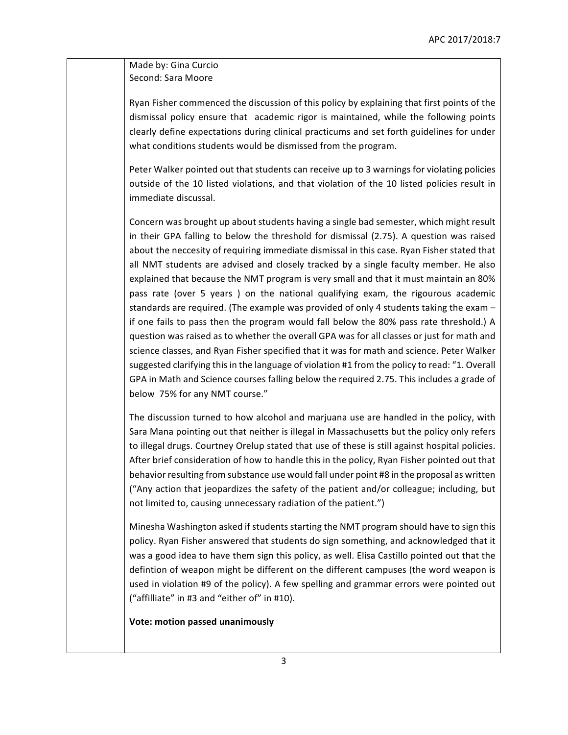Made by: Gina Curcio
Second: Sara Moore

Ryan Fisher commenced the discussion of this policy by explaining that first points of the dismissal policy ensure that academic rigor is maintained, while the following points clearly define expectations during clinical practicums and set forth guidelines for under what conditions students would be dismissed from the program.

Peter Walker pointed out that students can receive up to 3 warnings for violating policies outside of the 10 listed violations, and that violation of the 10 listed policies result in immediate discussal.

Concern was brought up about students having a single bad semester, which might result in their GPA falling to below the threshold for dismissal (2.75). A question was raised about the neccesity of requiring immediate dismissal in this case. Ryan Fisher stated that all NMT students are advised and closely tracked by a single faculty member. He also explained that because the NMT program is very small and that it must maintain an 80% pass rate (over 5 years ) on the national qualifying exam, the rigourous academic standards are required. (The example was provided of only 4 students taking the exam – if one fails to pass then the program would fall below the 80% pass rate threshold.) A question was raised as to whether the overall GPA was for all classes or just for math and science classes, and Ryan Fisher specified that it was for math and science. Peter Walker suggested clarifying this in the language of violation #1 from the policy to read: "1. Overall GPA in Math and Science courses falling below the required 2.75. This includes a grade of below 75% for any NMT course."

The discussion turned to how alcohol and marjuana use are handled in the policy, with Sara Mana pointing out that neither is illegal in Massachusetts but the policy only refers to illegal drugs. Courtney Orelup stated that use of these is still against hospital policies. After brief consideration of how to handle this in the policy, Ryan Fisher pointed out that behavior resulting from substance use would fall under point #8 in the proposal as written ("Any action that jeopardizes the safety of the patient and/or colleague; including, but not limited to, causing unnecessary radiation of the patient.")

Minesha Washington asked if students starting the NMT program should have to sign this policy. Ryan Fisher answered that students do sign something, and acknowledged that it was a good idea to have them sign this policy, as well. Elisa Castillo pointed out that the defintion of weapon might be different on the different campuses (the word weapon is used in violation #9 of the policy). A few spelling and grammar errors were pointed out ("affilliate" in #3 and "either of" in #10).

**Vote: motion passed unanimously**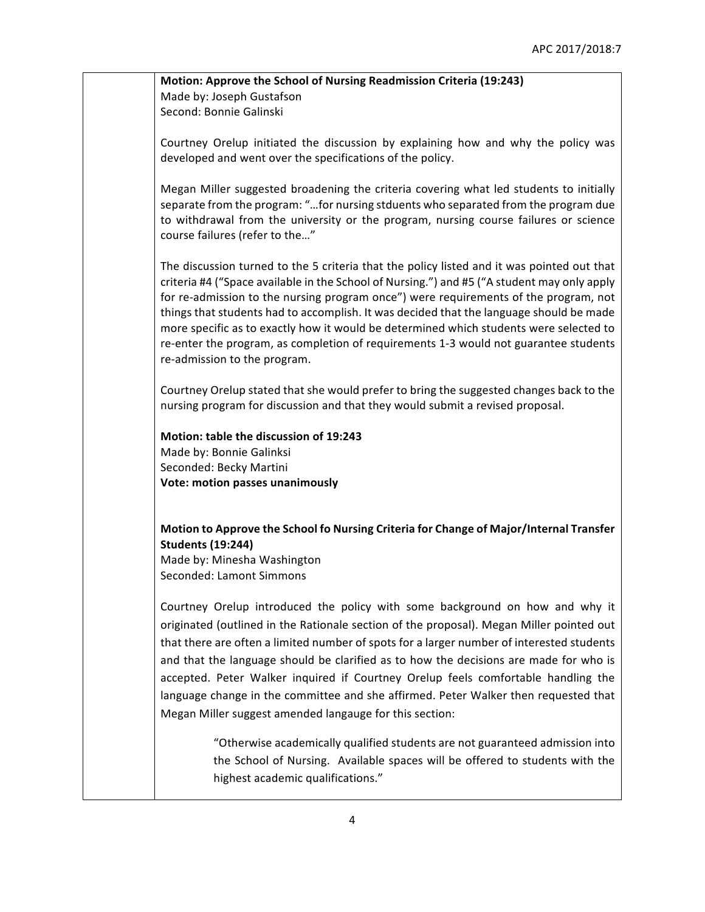**Motion: Approve the School of Nursing Readmission Criteria (19:243)**
Made by: Joseph Gustafson
Second: Bonnie Galinski

Courtney Orelup initiated the discussion by explaining how and why the policy was developed and went over the specifications of the policy.

Megan Miller suggested broadening the criteria covering what led students to initially separate from the program: "…for nursing stduents who separated from the program due to withdrawal from the university or the program, nursing course failures or science course failures (refer to the…"

The discussion turned to the 5 criteria that the policy listed and it was pointed out that criteria #4 ("Space available in the School of Nursing.") and #5 ("A student may only apply for re-admission to the nursing program once") were requirements of the program, not things that students had to accomplish. It was decided that the language should be made more specific as to exactly how it would be determined which students were selected to re-enter the program, as completion of requirements 1-3 would not guarantee students re-admission to the program.

Courtney Orelup stated that she would prefer to bring the suggested changes back to the nursing program for discussion and that they would submit a revised proposal.

**Motion: table the discussion of 19:243**
Made by: Bonnie Galinksi
Seconded: Becky Martini
**Vote: motion passes unanimously**

**Motion to Approve the School fo Nursing Criteria for Change of Major/Internal Transfer Students (19:244)**
Made by: Minesha Washington
Seconded: Lamont Simmons

Courtney Orelup introduced the policy with some background on how and why it originated (outlined in the Rationale section of the proposal). Megan Miller pointed out that there are often a limited number of spots for a larger number of interested students and that the language should be clarified as to how the decisions are made for who is accepted. Peter Walker inquired if Courtney Orelup feels comfortable handling the language change in the committee and she affirmed. Peter Walker then requested that Megan Miller suggest amended langauge for this section:

> "Otherwise academically qualified students are not guaranteed admission into the School of Nursing. Available spaces will be offered to students with the highest academic qualifications."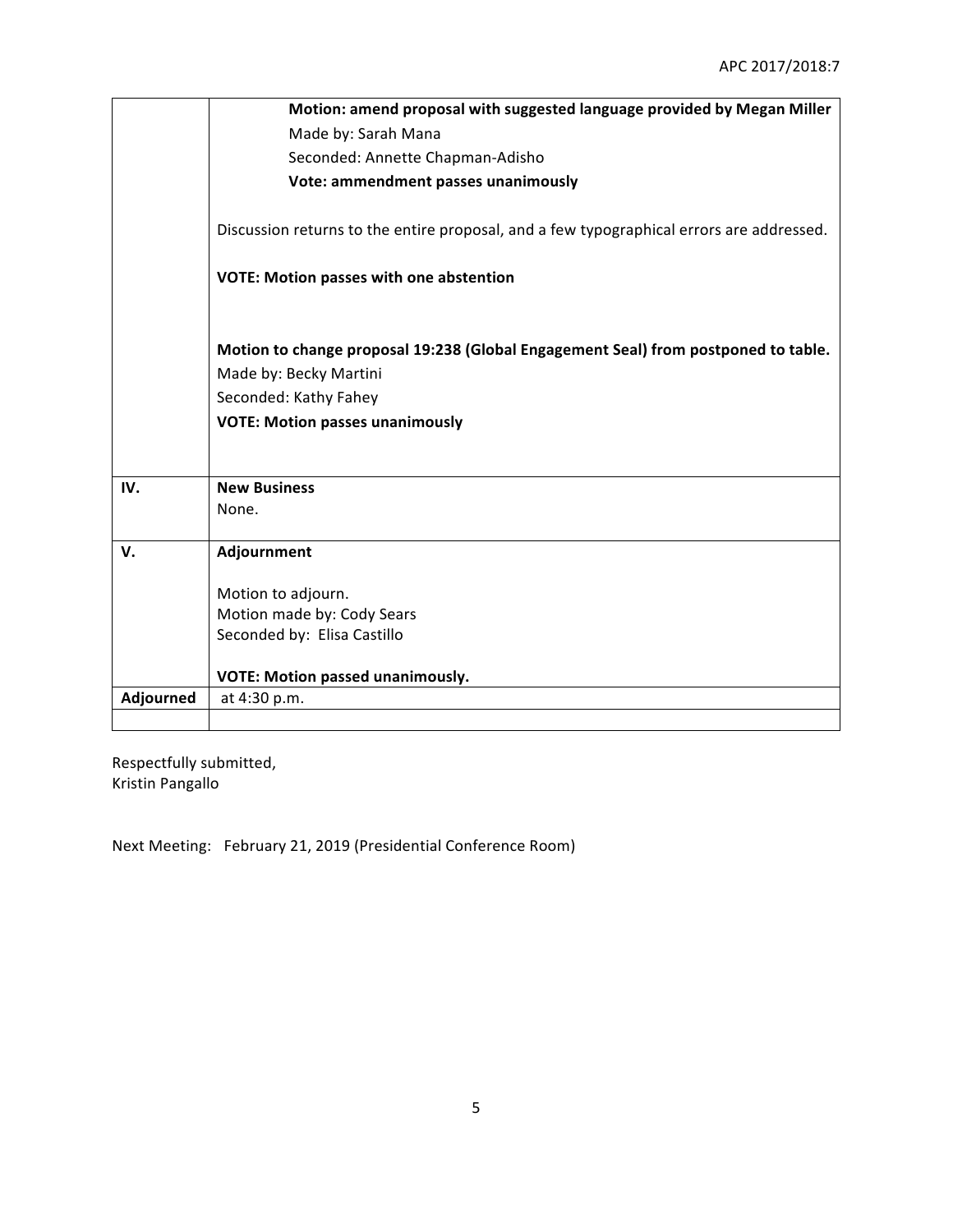| | |
|---|---|
| | **Motion: amend proposal with suggested language provided by Megan Miller**<br>Made by: Sarah Mana<br>Seconded: Annette Chapman-Adisho<br>**Vote: ammendment passes unanimously**<br><br>Discussion returns to the entire proposal, and a few typographical errors are addressed.<br><br>**VOTE: Motion passes with one abstention**<br><br>**Motion to change proposal 19:238 (Global Engagement Seal) from postponed to table.**<br>Made by: Becky Martini<br>Seconded: Kathy Fahey<br>**VOTE: Motion passes unanimously** |
| **IV.** | **New Business**<br>None. |
| **V.** | **Adjournment**<br><br>Motion to adjourn.<br>Motion made by: Cody Sears<br>Seconded by: Elisa Castillo<br><br>**VOTE: Motion passed unanimously.** |
| **Adjourned** | at 4:30 p.m. |
| | |

Respectfully submitted,
Kristin Pangallo

Next Meeting: February 21, 2019 (Presidential Conference Room)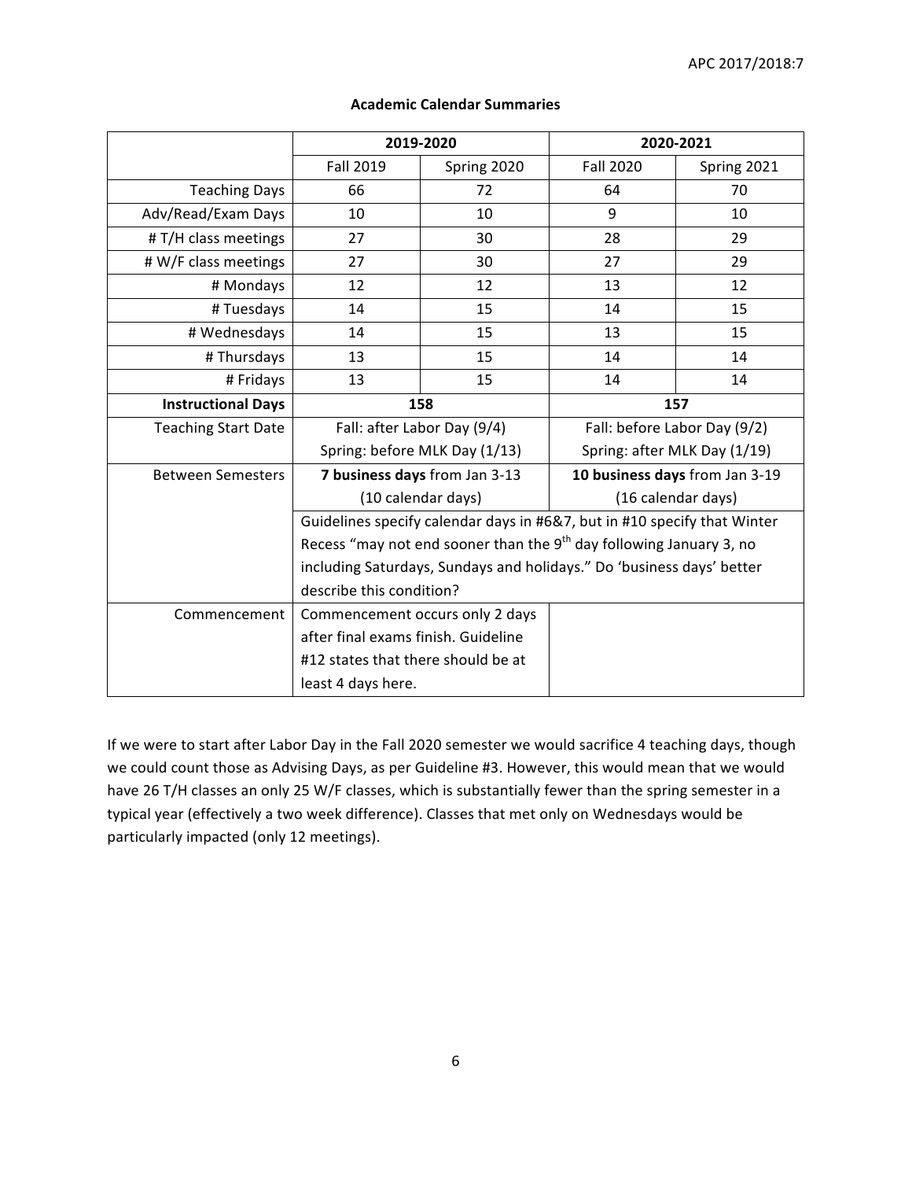**Academic Calendar Summaries**

| | 2019-2020 | | 2020-2021 | |
|---|---|---|---|---|
| | Fall 2019 | Spring 2020 | Fall 2020 | Spring 2021 |
| Teaching Days | 66 | 72 | 64 | 70 |
| Adv/Read/Exam Days | 10 | 10 | 9 | 10 |
| # T/H class meetings | 27 | 30 | 28 | 29 |
| # W/F class meetings | 27 | 30 | 27 | 29 |
| # Mondays | 12 | 12 | 13 | 12 |
| # Tuesdays | 14 | 15 | 14 | 15 |
| # Wednesdays | 14 | 15 | 13 | 15 |
| # Thursdays | 13 | 15 | 14 | 14 |
| # Fridays | 13 | 15 | 14 | 14 |
| **Instructional Days** | **158** | | **157** | |
| Teaching Start Date | Fall: after Labor Day (9/4) Spring: before MLK Day (1/13) | | Fall: before Labor Day (9/2) Spring: after MLK Day (1/19) | |
| Between Semesters | **7 business days** from Jan 3-13 (10 calendar days) | | **10 business days** from Jan 3-19 (16 calendar days) | |
| | Guidelines specify calendar days in #6&7, but in #10 specify that Winter Recess "may not end sooner than the 9th day following January 3, no including Saturdays, Sundays and holidays." Do 'business days' better describe this condition? | | | |
| Commencement | Commencement occurs only 2 days after final exams finish. Guideline #12 states that there should be at least 4 days here. | | | |

If we were to start after Labor Day in the Fall 2020 semester we would sacrifice 4 teaching days, though we could count those as Advising Days, as per Guideline #3. However, this would mean that we would have 26 T/H classes an only 25 W/F classes, which is substantially fewer than the spring semester in a typical year (effectively a two week difference). Classes that met only on Wednesdays would be particularly impacted (only 12 meetings).